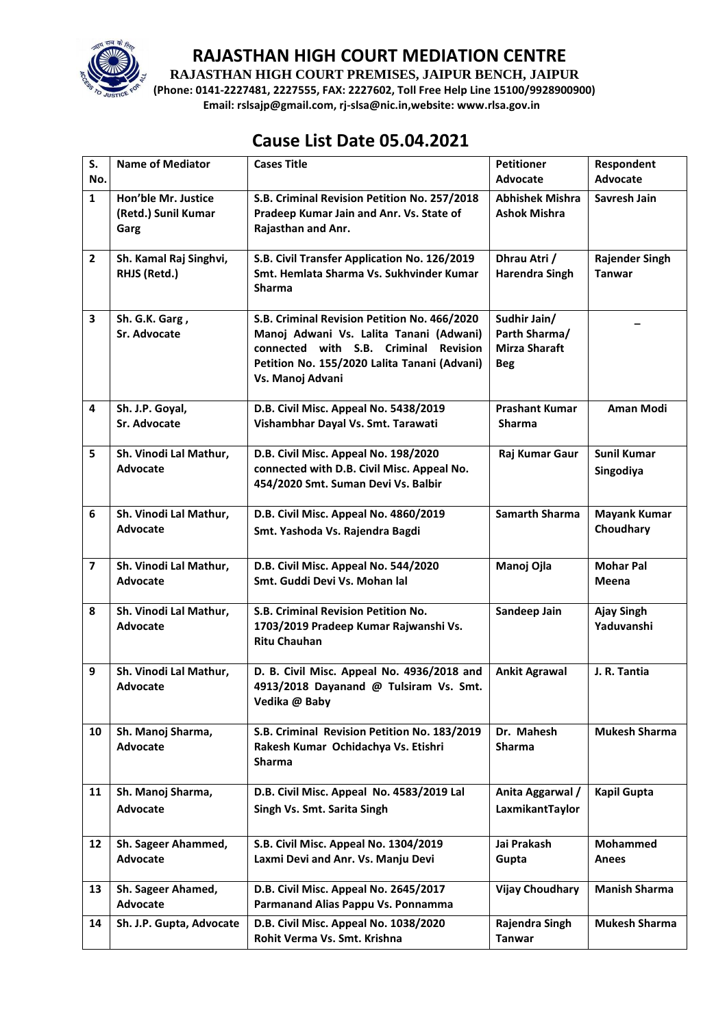# RAJASTHAN HIGH COURT MEDIATION CENTRE

**RAJASTHAN HIGH COURT PREMISES, JAIPUR BENCH, JAIPUR**

**(Phone: 0141-2227481, 2227555, FAX: 2227602, Toll Free Help Line 15100/9928900900)**

**Email: rslsajp@gmail.com, rj-slsa@nic.in,website: www.rlsa.gov.in**

## Cause List Date 05.04.2021

| S. No. | Name of Mediator | Cases Title | Petitioner Advocate | Respondent Advocate |
|---|---|---|---|---|
| 1 | Hon'ble Mr. Justice (Retd.) Sunil Kumar Garg | S.B. Criminal Revision Petition No. 257/2018 Pradeep Kumar Jain and Anr. Vs. State of Rajasthan and Anr. | Abhishek Mishra Ashok Mishra | Savresh Jain |
| 2 | Sh. Kamal Raj Singhvi, RHJS (Retd.) | S.B. Civil Transfer Application No. 126/2019 Smt. Hemlata Sharma Vs. Sukhvinder Kumar Sharma | Dhrau Atri / Harendra Singh | Rajender Singh Tanwar |
| 3 | Sh. G.K. Garg , Sr. Advocate | S.B. Criminal Revision Petition No. 466/2020 Manoj Adwani Vs. Lalita Tanani (Adwani) connected with S.B. Criminal Revision Petition No. 155/2020 Lalita Tanani (Advani) Vs. Manoj Advani | Sudhir Jain/ Parth Sharma/ Mirza Sharaft Beg | – |
| 4 | Sh. J.P. Goyal, Sr. Advocate | D.B. Civil Misc. Appeal No. 5438/2019 Vishambhar Dayal Vs. Smt. Tarawati | Prashant Kumar Sharma | Aman Modi |
| 5 | Sh. Vinodi Lal Mathur, Advocate | D.B. Civil Misc. Appeal No. 198/2020 connected with D.B. Civil Misc. Appeal No. 454/2020 Smt. Suman Devi Vs. Balbir | Raj Kumar Gaur | Sunil Kumar Singodiya |
| 6 | Sh. Vinodi Lal Mathur, Advocate | D.B. Civil Misc. Appeal No. 4860/2019 Smt. Yashoda Vs. Rajendra Bagdi | Samarth Sharma | Mayank Kumar Choudhary |
| 7 | Sh. Vinodi Lal Mathur, Advocate | D.B. Civil Misc. Appeal No. 544/2020 Smt. Guddi Devi Vs. Mohan lal | Manoj Ojla | Mohar Pal Meena |
| 8 | Sh. Vinodi Lal Mathur, Advocate | S.B. Criminal Revision Petition No. 1703/2019 Pradeep Kumar Rajwanshi Vs. Ritu Chauhan | Sandeep Jain | Ajay Singh Yaduvanshi |
| 9 | Sh. Vinodi Lal Mathur, Advocate | D. B. Civil Misc. Appeal No. 4936/2018 and 4913/2018 Dayanand @ Tulsiram Vs. Smt. Vedika @ Baby | Ankit Agrawal | J. R. Tantia |
| 10 | Sh. Manoj Sharma, Advocate | S.B. Criminal Revision Petition No. 183/2019 Rakesh Kumar Ochidachya Vs. Etishri Sharma | Dr. Mahesh Sharma | Mukesh Sharma |
| 11 | Sh. Manoj Sharma, Advocate | D.B. Civil Misc. Appeal No. 4583/2019 Lal Singh Vs. Smt. Sarita Singh | Anita Aggarwal / LaxmikantTaylor | Kapil Gupta |
| 12 | Sh. Sageer Ahammed, Advocate | S.B. Civil Misc. Appeal No. 1304/2019 Laxmi Devi and Anr. Vs. Manju Devi | Jai Prakash Gupta | Mohammed Anees |
| 13 | Sh. Sageer Ahamed, Advocate | D.B. Civil Misc. Appeal No. 2645/2017 Parmanand Alias Pappu Vs. Ponnamma | Vijay Choudhary | Manish Sharma |
| 14 | Sh. J.P. Gupta, Advocate | D.B. Civil Misc. Appeal No. 1038/2020 Rohit Verma Vs. Smt. Krishna | Rajendra Singh Tanwar | Mukesh Sharma |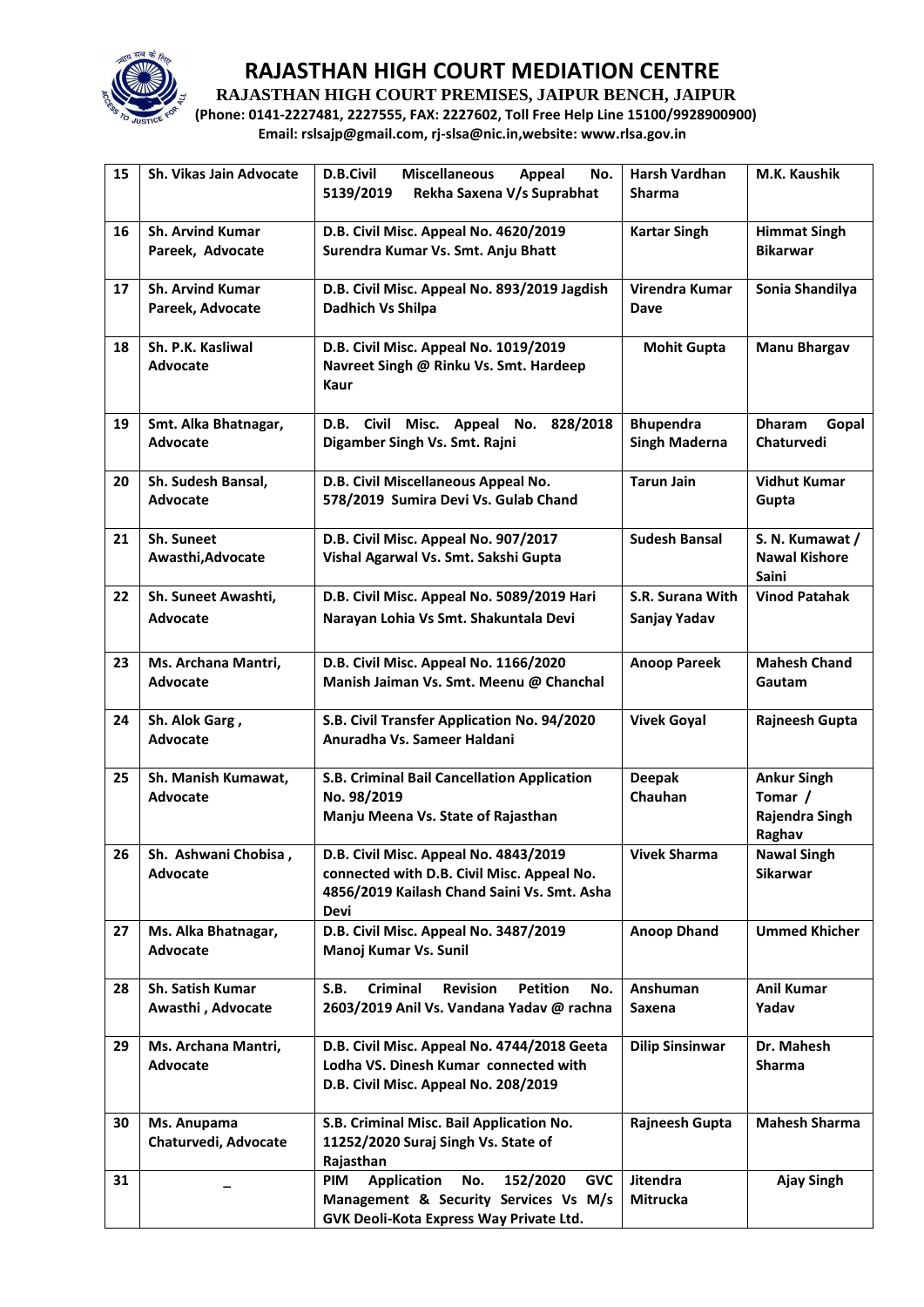# RAJASTHAN HIGH COURT MEDIATION CENTRE

**RAJASTHAN HIGH COURT PREMISES, JAIPUR BENCH, JAIPUR**

**(Phone: 0141-2227481, 2227555, FAX: 2227602, Toll Free Help Line 15100/9928900900)**

**Email: rslsajp@gmail.com, rj-slsa@nic.in,website: www.rlsa.gov.in**

| 15 | Sh. Vikas Jain Advocate | D.B.Civil Miscellaneous Appeal No. 5139/2019 Rekha Saxena V/s Suprabhat | Harsh Vardhan Sharma | M.K. Kaushik |
|---|---|---|---|---|
| 16 | Sh. Arvind Kumar Pareek, Advocate | D.B. Civil Misc. Appeal No. 4620/2019 Surendra Kumar Vs. Smt. Anju Bhatt | Kartar Singh | Himmat Singh Bikarwar |
| 17 | Sh. Arvind Kumar Pareek, Advocate | D.B. Civil Misc. Appeal No. 893/2019 Jagdish Dadhich Vs Shilpa | Virendra Kumar Dave | Sonia Shandilya |
| 18 | Sh. P.K. Kasliwal Advocate | D.B. Civil Misc. Appeal No. 1019/2019 Navreet Singh @ Rinku Vs. Smt. Hardeep Kaur | Mohit Gupta | Manu Bhargav |
| 19 | Smt. Alka Bhatnagar, Advocate | D.B. Civil Misc. Appeal No. 828/2018 Digamber Singh Vs. Smt. Rajni | Bhupendra Singh Maderna | Dharam Gopal Chaturvedi |
| 20 | Sh. Sudesh Bansal, Advocate | D.B. Civil Miscellaneous Appeal No. 578/2019 Sumira Devi Vs. Gulab Chand | Tarun Jain | Vidhut Kumar Gupta |
| 21 | Sh. Suneet Awasthi,Advocate | D.B. Civil Misc. Appeal No. 907/2017 Vishal Agarwal Vs. Smt. Sakshi Gupta | Sudesh Bansal | S. N. Kumawat / Nawal Kishore Saini |
| 22 | Sh. Suneet Awashti, Advocate | D.B. Civil Misc. Appeal No. 5089/2019 Hari Narayan Lohia Vs Smt. Shakuntala Devi | S.R. Surana With Sanjay Yadav | Vinod Patahak |
| 23 | Ms. Archana Mantri, Advocate | D.B. Civil Misc. Appeal No. 1166/2020 Manish Jaiman Vs. Smt. Meenu @ Chanchal | Anoop Pareek | Mahesh Chand Gautam |
| 24 | Sh. Alok Garg , Advocate | S.B. Civil Transfer Application No. 94/2020 Anuradha Vs. Sameer Haldani | Vivek Goyal | Rajneesh Gupta |
| 25 | Sh. Manish Kumawat, Advocate | S.B. Criminal Bail Cancellation Application No. 98/2019 Manju Meena Vs. State of Rajasthan | Deepak Chauhan | Ankur Singh Tomar / Rajendra Singh Raghav |
| 26 | Sh. Ashwani Chobisa , Advocate | D.B. Civil Misc. Appeal No. 4843/2019 connected with D.B. Civil Misc. Appeal No. 4856/2019 Kailash Chand Saini Vs. Smt. Asha Devi | Vivek Sharma | Nawal Singh Sikarwar |
| 27 | Ms. Alka Bhatnagar, Advocate | D.B. Civil Misc. Appeal No. 3487/2019 Manoj Kumar Vs. Sunil | Anoop Dhand | Ummed Khicher |
| 28 | Sh. Satish Kumar Awasthi , Advocate | S.B. Criminal Revision Petition No. 2603/2019 Anil Vs. Vandana Yadav @ rachna | Anshuman Saxena | Anil Kumar Yadav |
| 29 | Ms. Archana Mantri, Advocate | D.B. Civil Misc. Appeal No. 4744/2018 Geeta Lodha VS. Dinesh Kumar connected with D.B. Civil Misc. Appeal No. 208/2019 | Dilip Sinsinwar | Dr. Mahesh Sharma |
| 30 | Ms. Anupama Chaturvedi, Advocate | S.B. Criminal Misc. Bail Application No. 11252/2020 Suraj Singh Vs. State of Rajasthan | Rajneesh Gupta | Mahesh Sharma |
| 31 | _ | PIM Application No. 152/2020 GVC Management & Security Services Vs M/s GVK Deoli-Kota Express Way Private Ltd. | Jitendra Mitrucka | Ajay Singh |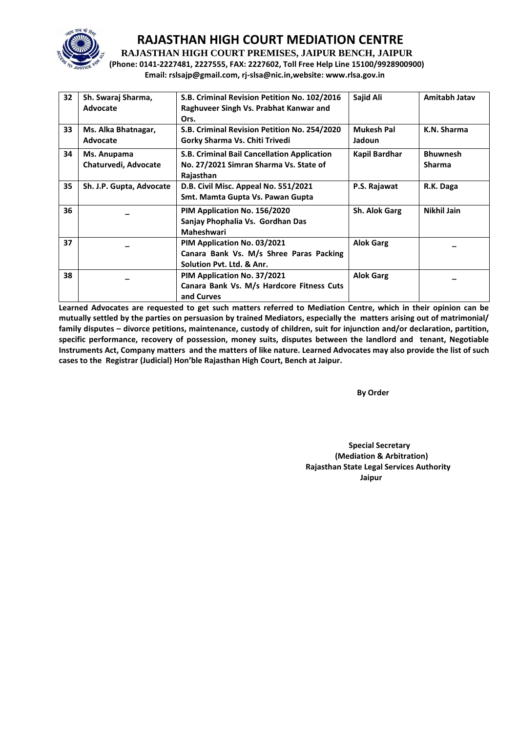# RAJASTHAN HIGH COURT MEDIATION CENTRE

**RAJASTHAN HIGH COURT PREMISES, JAIPUR BENCH, JAIPUR**

**(Phone: 0141-2227481, 2227555, FAX: 2227602, Toll Free Help Line 15100/9928900900)**

**Email: rslsajp@gmail.com, rj-slsa@nic.in,website: www.rlsa.gov.in**

| | | | | |
|---|---|---|---|---|
| **32** | **Sh. Swaraj Sharma, Advocate** | **S.B. Criminal Revision Petition No. 102/2016 Raghuveer Singh Vs. Prabhat Kanwar and Ors.** | **Sajid Ali** | **Amitabh Jatav** |
| **33** | **Ms. Alka Bhatnagar, Advocate** | **S.B. Criminal Revision Petition No. 254/2020 Gorky Sharma Vs. Chiti Trivedi** | **Mukesh Pal Jadoun** | **K.N. Sharma** |
| **34** | **Ms. Anupama Chaturvedi, Advocate** | **S.B. Criminal Bail Cancellation Application No. 27/2021 Simran Sharma Vs. State of Rajasthan** | **Kapil Bardhar** | **Bhuwnesh Sharma** |
| **35** | **Sh. J.P. Gupta, Advocate** | **D.B. Civil Misc. Appeal No. 551/2021 Smt. Mamta Gupta Vs. Pawan Gupta** | **P.S. Rajawat** | **R.K. Daga** |
| **36** | **–** | **PIM Application No. 156/2020 Sanjay Phophalia Vs. Gordhan Das Maheshwari** | **Sh. Alok Garg** | **Nikhil Jain** |
| **37** | **–** | **PIM Application No. 03/2021 Canara Bank Vs. M/s Shree Paras Packing Solution Pvt. Ltd. & Anr.** | **Alok Garg** | **–** |
| **38** | **–** | **PIM Application No. 37/2021 Canara Bank Vs. M/s Hardcore Fitness Cuts and Curves** | **Alok Garg** | **–** |

**Learned Advocates are requested to get such matters referred to Mediation Centre, which in their opinion can be mutually settled by the parties on persuasion by trained Mediators, especially the matters arising out of matrimonial/ family disputes – divorce petitions, maintenance, custody of children, suit for injunction and/or declaration, partition, specific performance, recovery of possession, money suits, disputes between the landlord and tenant, Negotiable Instruments Act, Company matters and the matters of like nature. Learned Advocates may also provide the list of such cases to the Registrar (Judicial) Hon'ble Rajasthan High Court, Bench at Jaipur.**

**By Order**

**Special Secretary**
**(Mediation & Arbitration)**
**Rajasthan State Legal Services Authority**
**Jaipur**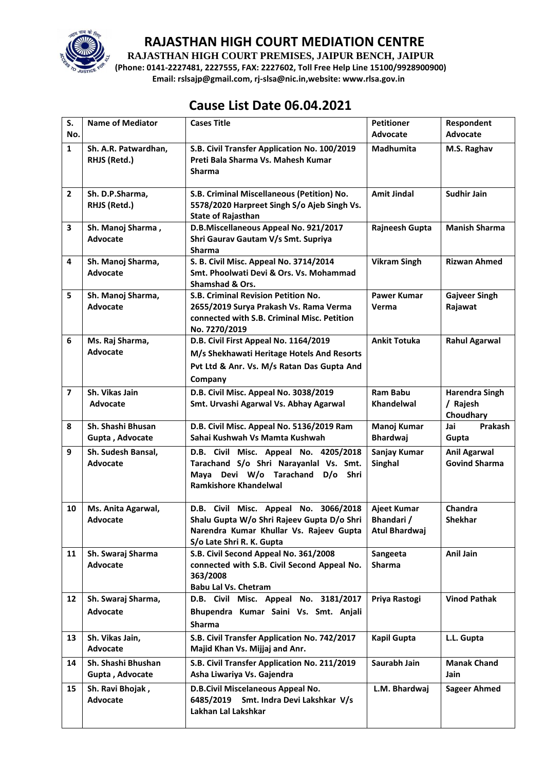# RAJASTHAN HIGH COURT MEDIATION CENTRE

**RAJASTHAN HIGH COURT PREMISES, JAIPUR BENCH, JAIPUR**

**(Phone: 0141-2227481, 2227555, FAX: 2227602, Toll Free Help Line 15100/9928900900)**

**Email: rslsajp@gmail.com, rj-slsa@nic.in,website: www.rlsa.gov.in**

## Cause List Date 06.04.2021

| S. No. | Name of Mediator | Cases Title | Petitioner Advocate | Respondent Advocate |
|---|---|---|---|---|
| 1 | Sh. A.R. Patwardhan, RHJS (Retd.) | S.B. Civil Transfer Application No. 100/2019 Preti Bala Sharma Vs. Mahesh Kumar Sharma | Madhumita | M.S. Raghav |
| 2 | Sh. D.P.Sharma, RHJS (Retd.) | S.B. Criminal Miscellaneous (Petition) No. 5578/2020 Harpreet Singh S/o Ajeb Singh Vs. State of Rajasthan | Amit Jindal | Sudhir Jain |
| 3 | Sh. Manoj Sharma , Advocate | D.B.Miscellaneous Appeal No. 921/2017 Shri Gaurav Gautam V/s Smt. Supriya Sharma | Rajneesh Gupta | Manish Sharma |
| 4 | Sh. Manoj Sharma, Advocate | S. B. Civil Misc. Appeal No. 3714/2014 Smt. Phoolwati Devi & Ors. Vs. Mohammad Shamshad & Ors. | Vikram Singh | Rizwan Ahmed |
| 5 | Sh. Manoj Sharma, Advocate | S.B. Criminal Revision Petition No. 2655/2019 Surya Prakash Vs. Rama Verma connected with S.B. Criminal Misc. Petition No. 7270/2019 | Pawer Kumar Verma | Gajveer Singh Rajawat |
| 6 | Ms. Raj Sharma, Advocate | D.B. Civil First Appeal No. 1164/2019 M/s Shekhawati Heritage Hotels And Resorts Pvt Ltd & Anr. Vs. M/s Ratan Das Gupta And Company | Ankit Totuka | Rahul Agarwal |
| 7 | Sh. Vikas Jain Advocate | D.B. Civil Misc. Appeal No. 3038/2019 Smt. Urvashi Agarwal Vs. Abhay Agarwal | Ram Babu Khandelwal | Harendra Singh / Rajesh Choudhary |
| 8 | Sh. Shashi Bhusan Gupta , Advocate | D.B. Civil Misc. Appeal No. 5136/2019 Ram Sahai Kushwah Vs Mamta Kushwah | Manoj Kumar Bhardwaj | Jai Prakash Gupta |
| 9 | Sh. Sudesh Bansal, Advocate | D.B. Civil Misc. Appeal No. 4205/2018 Tarachand S/o Shri Narayanlal Vs. Smt. Maya Devi W/o Tarachand D/o Shri Ramkishore Khandelwal | Sanjay Kumar Singhal | Anil Agarwal Govind Sharma |
| 10 | Ms. Anita Agarwal, Advocate | D.B. Civil Misc. Appeal No. 3066/2018 Shalu Gupta W/o Shri Rajeev Gupta D/o Shri Narendra Kumar Khullar Vs. Rajeev Gupta S/o Late Shri R. K. Gupta | Ajeet Kumar Bhandari / Atul Bhardwaj | Chandra Shekhar |
| 11 | Sh. Swaraj Sharma Advocate | S.B. Civil Second Appeal No. 361/2008 connected with S.B. Civil Second Appeal No. 363/2008 Babu Lal Vs. Chetram | Sangeeta Sharma | Anil Jain |
| 12 | Sh. Swaraj Sharma, Advocate | D.B. Civil Misc. Appeal No. 3181/2017 Bhupendra Kumar Saini Vs. Smt. Anjali Sharma | Priya Rastogi | Vinod Pathak |
| 13 | Sh. Vikas Jain, Advocate | S.B. Civil Transfer Application No. 742/2017 Majid Khan Vs. Mijjaj and Anr. | Kapil Gupta | L.L. Gupta |
| 14 | Sh. Shashi Bhushan Gupta , Advocate | S.B. Civil Transfer Application No. 211/2019 Asha Liwariya Vs. Gajendra | Saurabh Jain | Manak Chand Jain |
| 15 | Sh. Ravi Bhojak , Advocate | D.B.Civil Miscelaneous Appeal No. 6485/2019 Smt. Indra Devi Lakshkar V/s Lakhan Lal Lakshkar | L.M. Bhardwaj | Sageer Ahmed |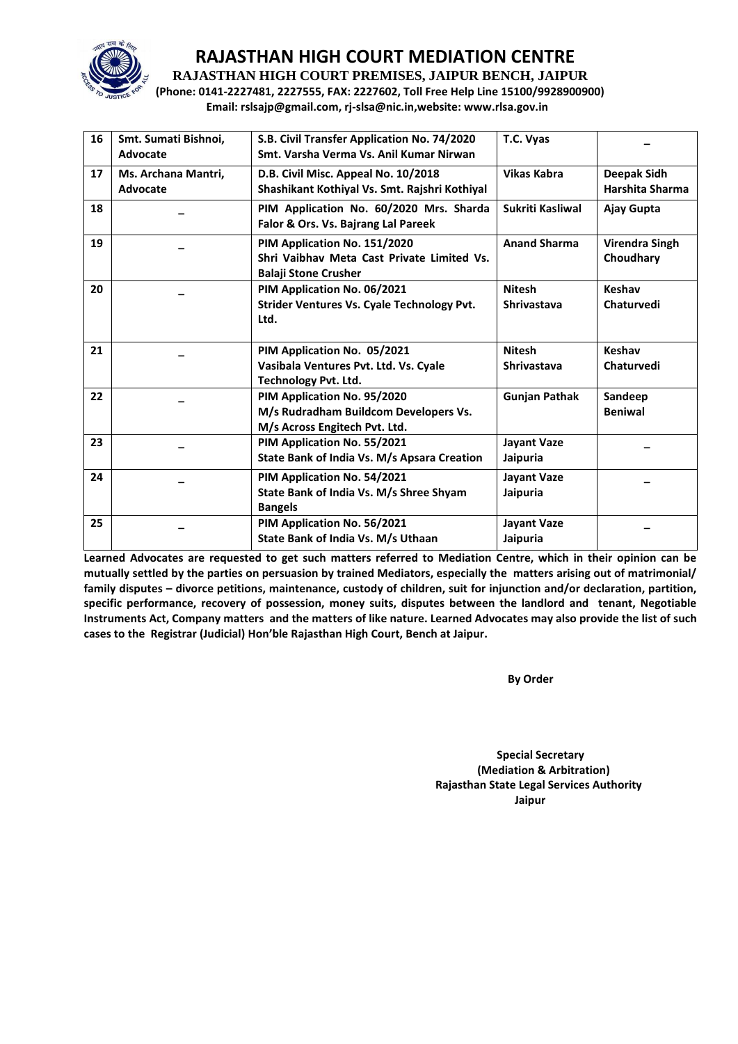# RAJASTHAN HIGH COURT MEDIATION CENTRE

**RAJASTHAN HIGH COURT PREMISES, JAIPUR BENCH, JAIPUR**

**(Phone: 0141-2227481, 2227555, FAX: 2227602, Toll Free Help Line 15100/9928900900)**

**Email: rslsajp@gmail.com, rj-slsa@nic.in,website: www.rlsa.gov.in**

| | | | | |
|---|---|---|---|---|
| 16 | Smt. Sumati Bishnoi, Advocate | S.B. Civil Transfer Application No. 74/2020 Smt. Varsha Verma Vs. Anil Kumar Nirwan | T.C. Vyas | – |
| 17 | Ms. Archana Mantri, Advocate | D.B. Civil Misc. Appeal No. 10/2018 Shashikant Kothiyal Vs. Smt. Rajshri Kothiyal | Vikas Kabra | Deepak Sidh Harshita Sharma |
| 18 | – | PIM Application No. 60/2020 Mrs. Sharda Falor & Ors. Vs. Bajrang Lal Pareek | Sukriti Kasliwal | Ajay Gupta |
| 19 | – | PIM Application No. 151/2020 Shri Vaibhav Meta Cast Private Limited Vs. Balaji Stone Crusher | Anand Sharma | Virendra Singh Choudhary |
| 20 | – | PIM Application No. 06/2021 Strider Ventures Vs. Cyale Technology Pvt. Ltd. | Nitesh Shrivastava | Keshav Chaturvedi |
| 21 | – | PIM Application No. 05/2021 Vasibala Ventures Pvt. Ltd. Vs. Cyale Technology Pvt. Ltd. | Nitesh Shrivastava | Keshav Chaturvedi |
| 22 | – | PIM Application No. 95/2020 M/s Rudradham Buildcom Developers Vs. M/s Across Engitech Pvt. Ltd. | Gunjan Pathak | Sandeep Beniwal |
| 23 | – | PIM Application No. 55/2021 State Bank of India Vs. M/s Apsara Creation | Jayant Vaze Jaipuria | – |
| 24 | – | PIM Application No. 54/2021 State Bank of India Vs. M/s Shree Shyam Bangels | Jayant Vaze Jaipuria | – |
| 25 | – | PIM Application No. 56/2021 State Bank of India Vs. M/s Uthaan | Jayant Vaze Jaipuria | – |

**Learned Advocates are requested to get such matters referred to Mediation Centre, which in their opinion can be mutually settled by the parties on persuasion by trained Mediators, especially the matters arising out of matrimonial/ family disputes – divorce petitions, maintenance, custody of children, suit for injunction and/or declaration, partition, specific performance, recovery of possession, money suits, disputes between the landlord and tenant, Negotiable Instruments Act, Company matters and the matters of like nature. Learned Advocates may also provide the list of such cases to the Registrar (Judicial) Hon'ble Rajasthan High Court, Bench at Jaipur.**

**By Order**

**Special Secretary**
**(Mediation & Arbitration)**
**Rajasthan State Legal Services Authority**
**Jaipur**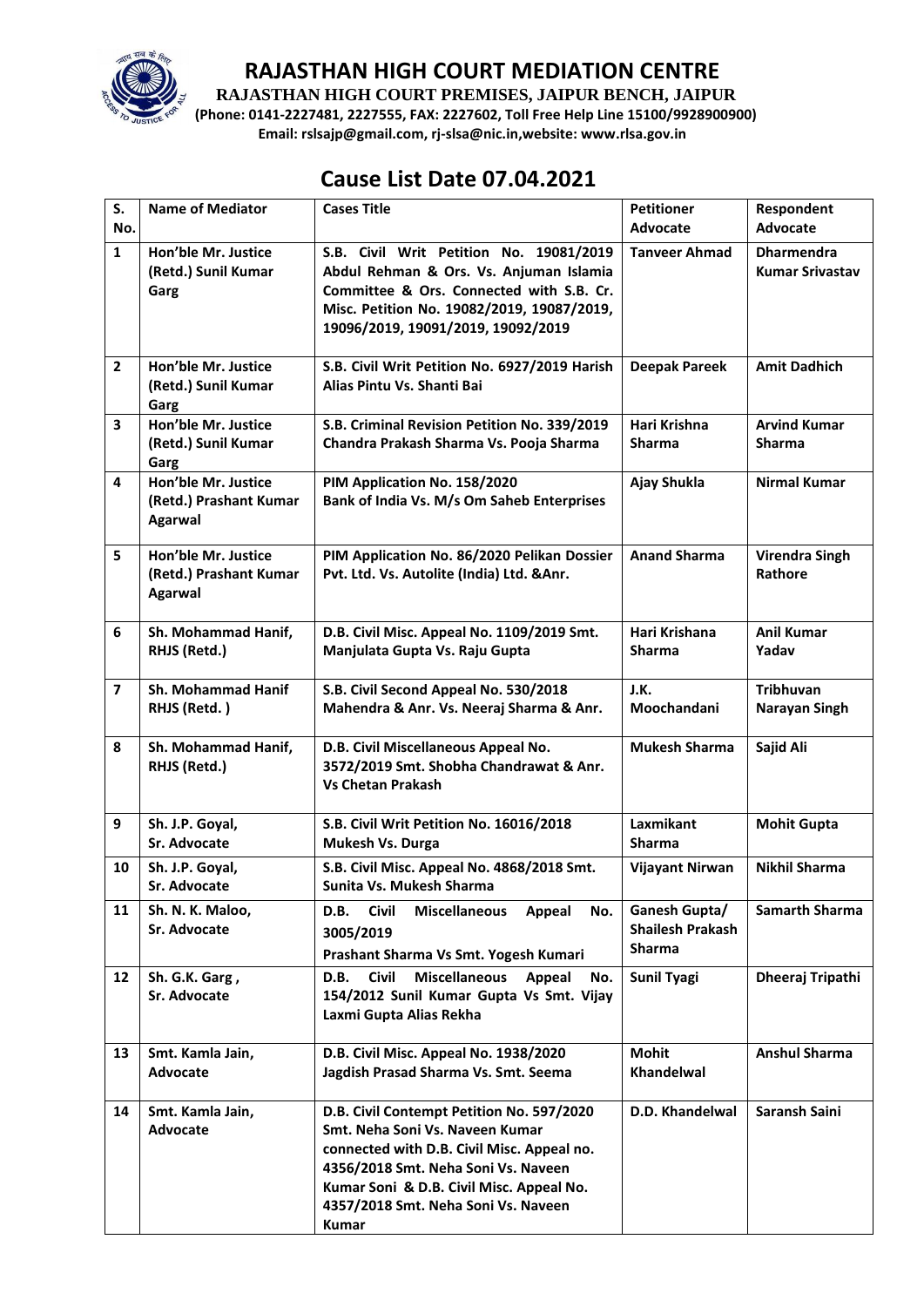# RAJASTHAN HIGH COURT MEDIATION CENTRE

**RAJASTHAN HIGH COURT PREMISES, JAIPUR BENCH, JAIPUR**

**(Phone: 0141-2227481, 2227555, FAX: 2227602, Toll Free Help Line 15100/9928900900)**

**Email: rslsajp@gmail.com, rj-slsa@nic.in,website: www.rlsa.gov.in**

## Cause List Date 07.04.2021

| S. No. | Name of Mediator | Cases Title | Petitioner Advocate | Respondent Advocate |
|---|---|---|---|---|
| 1 | Hon'ble Mr. Justice (Retd.) Sunil Kumar Garg | S.B. Civil Writ Petition No. 19081/2019 Abdul Rehman & Ors. Vs. Anjuman Islamia Committee & Ors. Connected with S.B. Cr. Misc. Petition No. 19082/2019, 19087/2019, 19096/2019, 19091/2019, 19092/2019 | Tanveer Ahmad | Dharmendra Kumar Srivastav |
| 2 | Hon'ble Mr. Justice (Retd.) Sunil Kumar Garg | S.B. Civil Writ Petition No. 6927/2019 Harish Alias Pintu Vs. Shanti Bai | Deepak Pareek | Amit Dadhich |
| 3 | Hon'ble Mr. Justice (Retd.) Sunil Kumar Garg | S.B. Criminal Revision Petition No. 339/2019 Chandra Prakash Sharma Vs. Pooja Sharma | Hari Krishna Sharma | Arvind Kumar Sharma |
| 4 | Hon'ble Mr. Justice (Retd.) Prashant Kumar Agarwal | PIM Application No. 158/2020 Bank of India Vs. M/s Om Saheb Enterprises | Ajay Shukla | Nirmal Kumar |
| 5 | Hon'ble Mr. Justice (Retd.) Prashant Kumar Agarwal | PIM Application No. 86/2020 Pelikan Dossier Pvt. Ltd. Vs. Autolite (India) Ltd. &Anr. | Anand Sharma | Virendra Singh Rathore |
| 6 | Sh. Mohammad Hanif, RHJS (Retd.) | D.B. Civil Misc. Appeal No. 1109/2019 Smt. Manjulata Gupta Vs. Raju Gupta | Hari Krishana Sharma | Anil Kumar Yadav |
| 7 | Sh. Mohammad Hanif RHJS (Retd. ) | S.B. Civil Second Appeal No. 530/2018 Mahendra & Anr. Vs. Neeraj Sharma & Anr. | J.K. Moochandani | Tribhuvan Narayan Singh |
| 8 | Sh. Mohammad Hanif, RHJS (Retd.) | D.B. Civil Miscellaneous Appeal No. 3572/2019 Smt. Shobha Chandrawat & Anr. Vs Chetan Prakash | Mukesh Sharma | Sajid Ali |
| 9 | Sh. J.P. Goyal, Sr. Advocate | S.B. Civil Writ Petition No. 16016/2018 Mukesh Vs. Durga | Laxmikant Sharma | Mohit Gupta |
| 10 | Sh. J.P. Goyal, Sr. Advocate | S.B. Civil Misc. Appeal No. 4868/2018 Smt. Sunita Vs. Mukesh Sharma | Vijayant Nirwan | Nikhil Sharma |
| 11 | Sh. N. K. Maloo, Sr. Advocate | D.B. Civil Miscellaneous Appeal No. 3005/2019 Prashant Sharma Vs Smt. Yogesh Kumari | Ganesh Gupta/ Shailesh Prakash Sharma | Samarth Sharma |
| 12 | Sh. G.K. Garg , Sr. Advocate | D.B. Civil Miscellaneous Appeal No. 154/2012 Sunil Kumar Gupta Vs Smt. Vijay Laxmi Gupta Alias Rekha | Sunil Tyagi | Dheeraj Tripathi |
| 13 | Smt. Kamla Jain, Advocate | D.B. Civil Misc. Appeal No. 1938/2020 Jagdish Prasad Sharma Vs. Smt. Seema | Mohit Khandelwal | Anshul Sharma |
| 14 | Smt. Kamla Jain, Advocate | D.B. Civil Contempt Petition No. 597/2020 Smt. Neha Soni Vs. Naveen Kumar connected with D.B. Civil Misc. Appeal no. 4356/2018 Smt. Neha Soni Vs. Naveen Kumar Soni & D.B. Civil Misc. Appeal No. 4357/2018 Smt. Neha Soni Vs. Naveen Kumar | D.D. Khandelwal | Saransh Saini |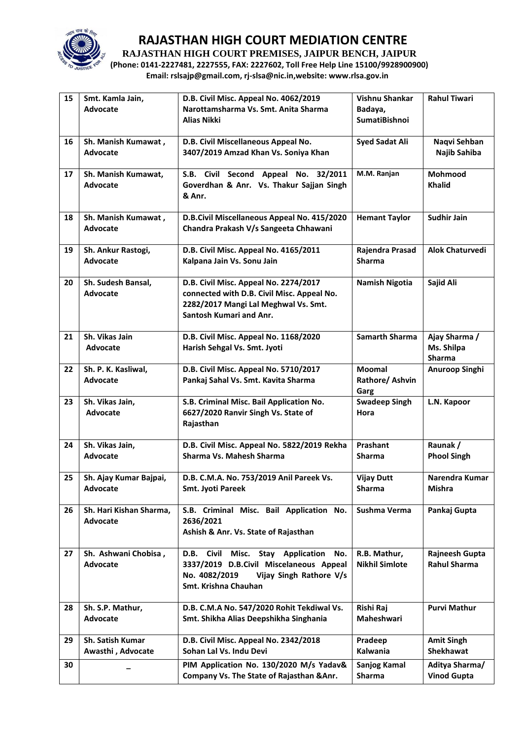# RAJASTHAN HIGH COURT MEDIATION CENTRE

**RAJASTHAN HIGH COURT PREMISES, JAIPUR BENCH, JAIPUR**

**(Phone: 0141-2227481, 2227555, FAX: 2227602, Toll Free Help Line 15100/9928900900)**

**Email: rslsajp@gmail.com, rj-slsa@nic.in,website: www.rlsa.gov.in**

| | | | | |
|---|---|---|---|---|
| 15 | Smt. Kamla Jain, Advocate | D.B. Civil Misc. Appeal No. 4062/2019 Narottamsharma Vs. Smt. Anita Sharma Alias Nikki | Vishnu Shankar Badaya, SumatiBishnoi | Rahul Tiwari |
| 16 | Sh. Manish Kumawat , Advocate | D.B. Civil Miscellaneous Appeal No. 3407/2019 Amzad Khan Vs. Soniya Khan | Syed Sadat Ali | Naqvi Sehban Najib Sahiba |
| 17 | Sh. Manish Kumawat, Advocate | S.B. Civil Second Appeal No. 32/2011 Goverdhan & Anr. Vs. Thakur Sajjan Singh & Anr. | M.M. Ranjan | Mohmood Khalid |
| 18 | Sh. Manish Kumawat , Advocate | D.B.Civil Miscellaneous Appeal No. 415/2020 Chandra Prakash V/s Sangeeta Chhawani | Hemant Taylor | Sudhir Jain |
| 19 | Sh. Ankur Rastogi, Advocate | D.B. Civil Misc. Appeal No. 4165/2011 Kalpana Jain Vs. Sonu Jain | Rajendra Prasad Sharma | Alok Chaturvedi |
| 20 | Sh. Sudesh Bansal, Advocate | D.B. Civil Misc. Appeal No. 2274/2017 connected with D.B. Civil Misc. Appeal No. 2282/2017 Mangi Lal Meghwal Vs. Smt. Santosh Kumari and Anr. | Namish Nigotia | Sajid Ali |
| 21 | Sh. Vikas Jain Advocate | D.B. Civil Misc. Appeal No. 1168/2020 Harish Sehgal Vs. Smt. Jyoti | Samarth Sharma | Ajay Sharma / Ms. Shilpa Sharma |
| 22 | Sh. P. K. Kasliwal, Advocate | D.B. Civil Misc. Appeal No. 5710/2017 Pankaj Sahal Vs. Smt. Kavita Sharma | Moomal Rathore/ Ashvin Garg | Anuroop Singhi |
| 23 | Sh. Vikas Jain, Advocate | S.B. Criminal Misc. Bail Application No. 6627/2020 Ranvir Singh Vs. State of Rajasthan | Swadeep Singh Hora | L.N. Kapoor |
| 24 | Sh. Vikas Jain, Advocate | D.B. Civil Misc. Appeal No. 5822/2019 Rekha Sharma Vs. Mahesh Sharma | Prashant Sharma | Raunak / Phool Singh |
| 25 | Sh. Ajay Kumar Bajpai, Advocate | D.B. C.M.A. No. 753/2019 Anil Pareek Vs. Smt. Jyoti Pareek | Vijay Dutt Sharma | Narendra Kumar Mishra |
| 26 | Sh. Hari Kishan Sharma, Advocate | S.B. Criminal Misc. Bail Application No. 2636/2021 Ashish & Anr. Vs. State of Rajasthan | Sushma Verma | Pankaj Gupta |
| 27 | Sh. Ashwani Chobisa , Advocate | D.B. Civil Misc. Stay Application No. 3337/2019 D.B.Civil Miscelaneous Appeal No. 4082/2019 Vijay Singh Rathore V/s Smt. Krishna Chauhan | R.B. Mathur, Nikhil Simlote | Rajneesh Gupta Rahul Sharma |
| 28 | Sh. S.P. Mathur, Advocate | D.B. C.M.A No. 547/2020 Rohit Tekdiwal Vs. Smt. Shikha Alias Deepshikha Singhania | Rishi Raj Maheshwari | Purvi Mathur |
| 29 | Sh. Satish Kumar Awasthi , Advocate | D.B. Civil Misc. Appeal No. 2342/2018 Sohan Lal Vs. Indu Devi | Pradeep Kalwania | Amit Singh Shekhawat |
| 30 | – | PIM Application No. 130/2020 M/s Yadav& Company Vs. The State of Rajasthan &Anr. | Sanjog Kamal Sharma | Aditya Sharma/ Vinod Gupta |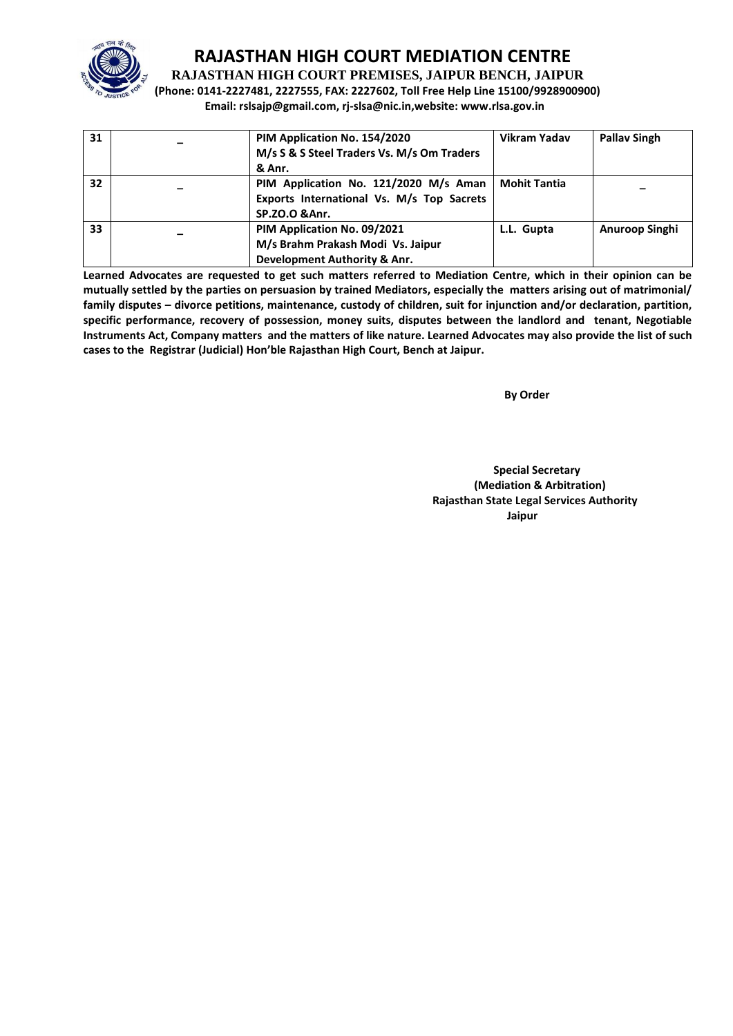# RAJASTHAN HIGH COURT MEDIATION CENTRE

**RAJASTHAN HIGH COURT PREMISES, JAIPUR BENCH, JAIPUR**

**(Phone: 0141-2227481, 2227555, FAX: 2227602, Toll Free Help Line 15100/9928900900)**

**Email: rslsajp@gmail.com, rj-slsa@nic.in,website: www.rlsa.gov.in**

| | | | | |
|---|---|---|---|---|
| **31** | – | **PIM Application No. 154/2020 M/s S & S Steel Traders Vs. M/s Om Traders & Anr.** | **Vikram Yadav** | **Pallav Singh** |
| **32** | – | **PIM Application No. 121/2020 M/s Aman Exports International Vs. M/s Top Sacrets SP.ZO.O &Anr.** | **Mohit Tantia** | – |
| **33** | – | **PIM Application No. 09/2021 M/s Brahm Prakash Modi Vs. Jaipur Development Authority & Anr.** | **L.L. Gupta** | **Anuroop Singhi** |

**Learned Advocates are requested to get such matters referred to Mediation Centre, which in their opinion can be mutually settled by the parties on persuasion by trained Mediators, especially the matters arising out of matrimonial/ family disputes – divorce petitions, maintenance, custody of children, suit for injunction and/or declaration, partition, specific performance, recovery of possession, money suits, disputes between the landlord and tenant, Negotiable Instruments Act, Company matters and the matters of like nature. Learned Advocates may also provide the list of such cases to the Registrar (Judicial) Hon'ble Rajasthan High Court, Bench at Jaipur.**

**By Order**

**Special Secretary**
**(Mediation & Arbitration)**
**Rajasthan State Legal Services Authority**
**Jaipur**